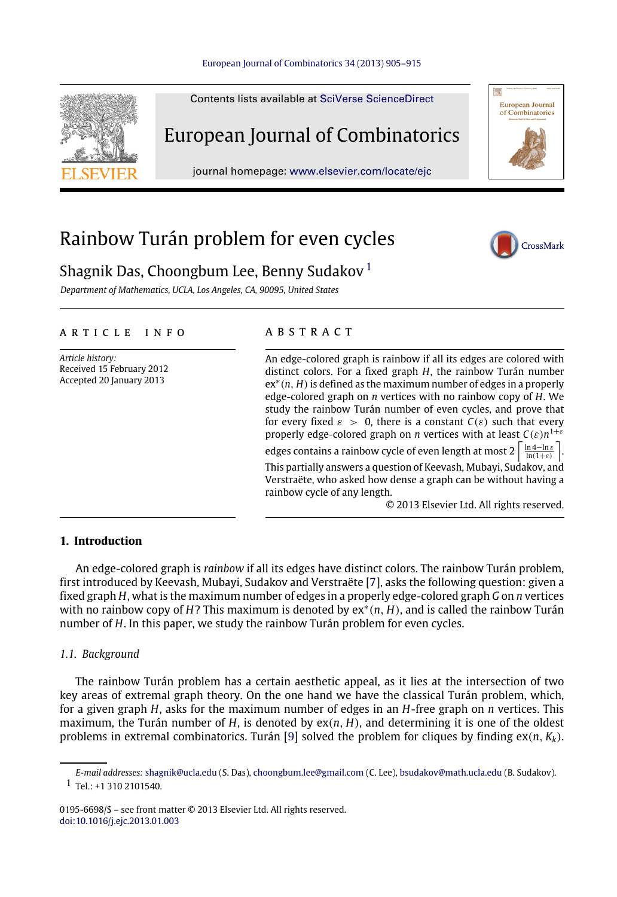Contents lists available at SciVerse ScienceDirect

European Journal of Combinatorics

journal homepage: www.elsevier.com/locate/ejc

# Rainbow Turán problem for even cycles

Shagnik Das, Choongbum Lee, Benny Sudakov [1]

*Department of Mathematics, UCLA, Los Angeles, CA, 90095, United States*

---

**ARTICLE INFO**

*Article history:*
Received 15 February 2012
Accepted 20 January 2013

**ABSTRACT**

An edge-colored graph is rainbow if all its edges are colored with distinct colors. For a fixed graph $H$, the rainbow Turán number $\mathrm{ex}^*(n, H)$ is defined as the maximum number of edges in a properly edge-colored graph on $n$ vertices with no rainbow copy of $H$. We study the rainbow Turán number of even cycles, and prove that for every fixed $\varepsilon > 0$, there is a constant $C(\varepsilon)$ such that every properly edge-colored graph on $n$ vertices with at least $C(\varepsilon)n^{1+\varepsilon}$ edges contains a rainbow cycle of even length at most $2\left\lceil \frac{\ln 4 - \ln \varepsilon}{\ln(1+\varepsilon)} \right\rceil$. This partially answers a question of Keevash, Mubayi, Sudakov, and Verstraëte, who asked how dense a graph can be without having a rainbow cycle of any length.

© 2013 Elsevier Ltd. All rights reserved.

## 1. Introduction

An edge-colored graph is *rainbow* if all its edges have distinct colors. The rainbow Turán problem, first introduced by Keevash, Mubayi, Sudakov and Verstraëte [7], asks the following question: given a fixed graph $H$, what is the maximum number of edges in a properly edge-colored graph $G$ on $n$ vertices with no rainbow copy of $H$? This maximum is denoted by $\mathrm{ex}^*(n, H)$, and is called the rainbow Turán number of $H$. In this paper, we study the rainbow Turán problem for even cycles.

### 1.1. Background

The rainbow Turán problem has a certain aesthetic appeal, as it lies at the intersection of two key areas of extremal graph theory. On the one hand we have the classical Turán problem, which, for a given graph $H$, asks for the maximum number of edges in an $H$-free graph on $n$ vertices. This maximum, the Turán number of $H$, is denoted by $\mathrm{ex}(n, H)$, and determining it is one of the oldest problems in extremal combinatorics. Turán [9] solved the problem for cliques by finding $\mathrm{ex}(n, K_k)$.

---

*E-mail addresses:* shagnik@ucla.edu (S. Das), choongbum.lee@gmail.com (C. Lee), bsudakov@math.ucla.edu (B. Sudakov).

[1] Tel.: +1 310 2101540.

0195-6698/$ – see front matter © 2013 Elsevier Ltd. All rights reserved.
doi:10.1016/j.ejc.2013.01.003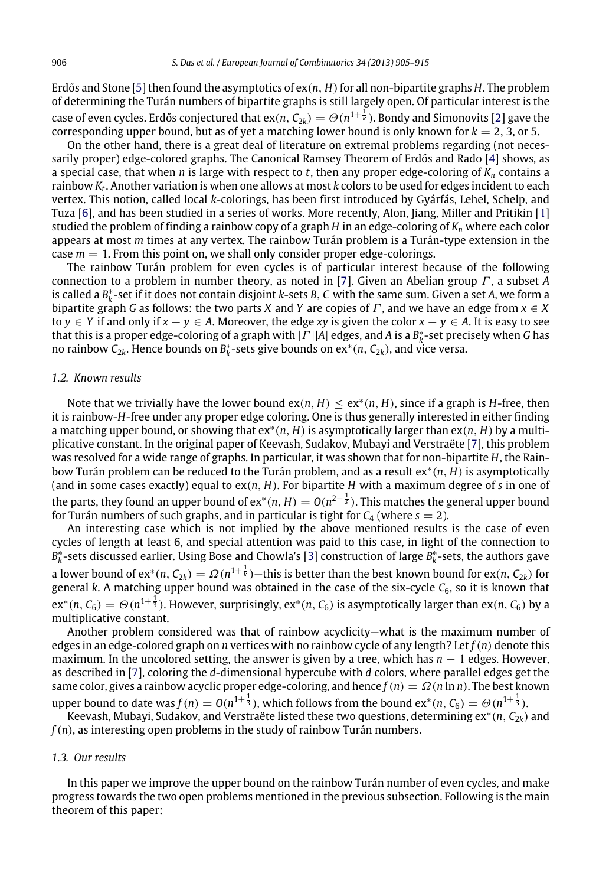Erdős and Stone [5] then found the asymptotics of $\mathrm{ex}(n, H)$ for all non-bipartite graphs $H$. The problem of determining the Turán numbers of bipartite graphs is still largely open. Of particular interest is the case of even cycles. Erdős conjectured that $\mathrm{ex}(n, C_{2k}) = \Theta(n^{1+\frac{1}{k}})$. Bondy and Simonovits [2] gave the corresponding upper bound, but as of yet a matching lower bound is only known for $k = 2, 3$, or 5.

On the other hand, there is a great deal of literature on extremal problems regarding (not necessarily proper) edge-colored graphs. The Canonical Ramsey Theorem of Erdős and Rado [4] shows, as a special case, that when $n$ is large with respect to $t$, then any proper edge-coloring of $K_n$ contains a rainbow $K_t$. Another variation is when one allows at most $k$ colors to be used for edges incident to each vertex. This notion, called local $k$-colorings, has been first introduced by Gyárfás, Lehel, Schelp, and Tuza [6], and has been studied in a series of works. More recently, Alon, Jiang, Miller and Pritikin [1] studied the problem of finding a rainbow copy of a graph $H$ in an edge-coloring of $K_n$ where each color appears at most $m$ times at any vertex. The rainbow Turán problem is a Turán-type extension in the case $m = 1$. From this point on, we shall only consider proper edge-colorings.

The rainbow Turán problem for even cycles is of particular interest because of the following connection to a problem in number theory, as noted in [7]. Given an Abelian group $\Gamma$, a subset $A$ is called a $B_k^*$-set if it does not contain disjoint $k$-sets $B$, $C$ with the same sum. Given a set $A$, we form a bipartite graph $G$ as follows: the two parts $X$ and $Y$ are copies of $\Gamma$, and we have an edge from $x \in X$ to $y \in Y$ if and only if $x - y \in A$. Moreover, the edge $xy$ is given the color $x - y \in A$. It is easy to see that this is a proper edge-coloring of a graph with $|\Gamma||A|$ edges, and $A$ is a $B_k^*$-set precisely when $G$ has no rainbow $C_{2k}$. Hence bounds on $B_k^*$-sets give bounds on $\mathrm{ex}^*(n, C_{2k})$, and vice versa.

### 1.2. Known results

Note that we trivially have the lower bound $\mathrm{ex}(n, H) \le \mathrm{ex}^*(n, H)$, since if a graph is $H$-free, then it is rainbow-$H$-free under any proper edge coloring. One is thus generally interested in either finding a matching upper bound, or showing that $\mathrm{ex}^*(n, H)$ is asymptotically larger than $\mathrm{ex}(n, H)$ by a multiplicative constant. In the original paper of Keevash, Sudakov, Mubayi and Verstraëte [7], this problem was resolved for a wide range of graphs. In particular, it was shown that for non-bipartite $H$, the Rainbow Turán problem can be reduced to the Turán problem, and as a result $\mathrm{ex}^*(n, H)$ is asymptotically (and in some cases exactly) equal to $\mathrm{ex}(n, H)$. For bipartite $H$ with a maximum degree of $s$ in one of the parts, they found an upper bound of $\mathrm{ex}^*(n, H) = O(n^{2-\frac{1}{s}})$. This matches the general upper bound for Turán numbers of such graphs, and is tight for $C_4$ (where $s = 2$).

An interesting case which is not implied by the above mentioned results is the case of even cycles of length at least 6, and special attention was paid to this case, in light of the connection to $B_k^*$-sets discussed earlier. Using Bose and Chowla's [3] construction of large $B_k^*$-sets, the authors gave a lower bound of $\mathrm{ex}^*(n, C_{2k}) = \Omega(n^{1+\frac{1}{k}})$—this is better than the best known bound for $\mathrm{ex}(n, C_{2k})$ for general $k$. A matching upper bound was obtained in the case of the six-cycle $C_6$, so it is known that $\mathrm{ex}^*(n, C_6) = \Theta(n^{1+\frac{1}{3}})$. However, surprisingly, $\mathrm{ex}^*(n, C_6)$ is asymptotically larger than $\mathrm{ex}(n, C_6)$ by a multiplicative constant.

Another problem considered was that of rainbow acyclicity—what is the maximum number of edges in an edge-colored graph on $n$ vertices with no rainbow cycle of any length? Let $f(n)$ denote this maximum. In the uncolored setting, the answer is given by a tree, which has $n - 1$ edges. However, as described in [7], coloring the $d$-dimensional hypercube with $d$ colors, where parallel edges get the same color, gives a rainbow acyclic proper edge-coloring, and hence $f(n) = \Omega(n \ln n)$. The best known upper bound to date was $f(n) = O(n^{1+\frac{1}{3}})$, which follows from the bound $\mathrm{ex}^*(n, C_6) = \Theta(n^{1+\frac{1}{3}})$.

Keevash, Mubayi, Sudakov, and Verstraëte listed these two questions, determining $\mathrm{ex}^*(n, C_{2k})$ and $f(n)$, as interesting open problems in the study of rainbow Turán numbers.

### 1.3. Our results

In this paper we improve the upper bound on the rainbow Turán number of even cycles, and make progress towards the two open problems mentioned in the previous subsection. Following is the main theorem of this paper: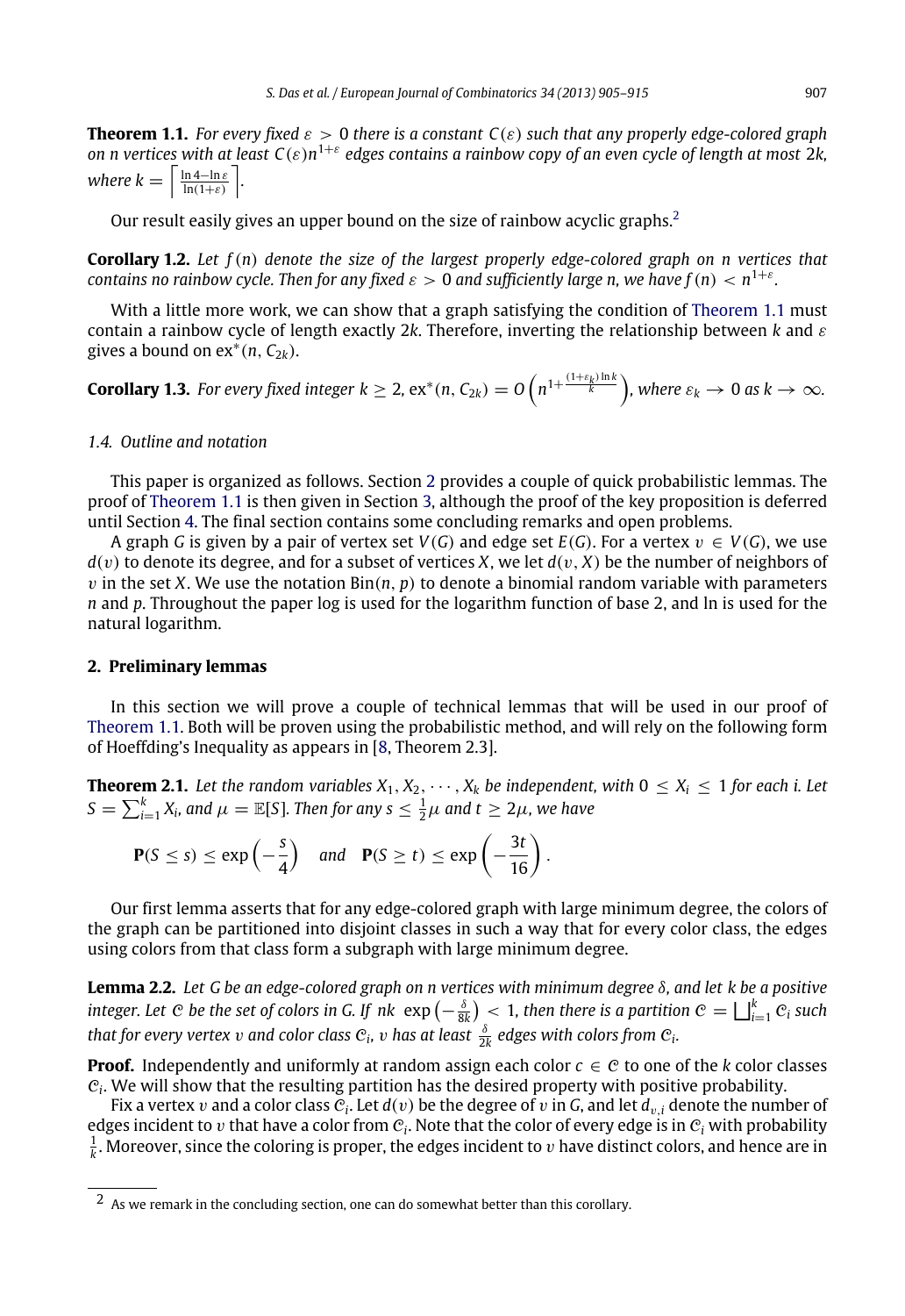**Theorem 1.1.** *For every fixed $\varepsilon > 0$ there is a constant $C(\varepsilon)$ such that any properly edge-colored graph on $n$ vertices with at least $C(\varepsilon)n^{1+\varepsilon}$ edges contains a rainbow copy of an even cycle of length at most $2k$, where $k = \left\lceil \frac{\ln 4 - \ln \varepsilon}{\ln(1+\varepsilon)} \right\rceil$.*

Our result easily gives an upper bound on the size of rainbow acyclic graphs.[2]

**Corollary 1.2.** *Let $f(n)$ denote the size of the largest properly edge-colored graph on $n$ vertices that contains no rainbow cycle. Then for any fixed $\varepsilon > 0$ and sufficiently large $n$, we have $f(n) < n^{1+\varepsilon}$.*

With a little more work, we can show that a graph satisfying the condition of Theorem 1.1 must contain a rainbow cycle of length exactly $2k$. Therefore, inverting the relationship between $k$ and $\varepsilon$ gives a bound on $\text{ex}^*(n, C_{2k})$.

**Corollary 1.3.** *For every fixed integer $k \geq 2$, $\text{ex}^*(n, C_{2k}) = O\left(n^{1+\frac{(1+\varepsilon_k)\ln k}{k}}\right)$, where $\varepsilon_k \to 0$ as $k \to \infty$.*

### *1.4. Outline and notation*

This paper is organized as follows. Section 2 provides a couple of quick probabilistic lemmas. The proof of Theorem 1.1 is then given in Section 3, although the proof of the key proposition is deferred until Section 4. The final section contains some concluding remarks and open problems.

A graph $G$ is given by a pair of vertex set $V(G)$ and edge set $E(G)$. For a vertex $v \in V(G)$, we use $d(v)$ to denote its degree, and for a subset of vertices $X$, we let $d(v, X)$ be the number of neighbors of $v$ in the set $X$. We use the notation $\text{Bin}(n, p)$ to denote a binomial random variable with parameters $n$ and $p$. Throughout the paper log is used for the logarithm function of base 2, and ln is used for the natural logarithm.

## 2. Preliminary lemmas

In this section we will prove a couple of technical lemmas that will be used in our proof of Theorem 1.1. Both will be proven using the probabilistic method, and will rely on the following form of Hoeffding's Inequality as appears in [8, Theorem 2.3].

**Theorem 2.1.** *Let the random variables $X_1, X_2, \cdots, X_k$ be independent, with $0 \leq X_i \leq 1$ for each $i$. Let $S = \sum_{i=1}^k X_i$, and $\mu = \mathbb{E}[S]$. Then for any $s \leq \frac{1}{2}\mu$ and $t \geq 2\mu$, we have*

$$\mathbf{P}(S \leq s) \leq \exp\left(-\frac{s}{4}\right) \quad \text{and} \quad \mathbf{P}(S \geq t) \leq \exp\left(-\frac{3t}{16}\right).$$

Our first lemma asserts that for any edge-colored graph with large minimum degree, the colors of the graph can be partitioned into disjoint classes in such a way that for every color class, the edges using colors from that class form a subgraph with large minimum degree.

**Lemma 2.2.** *Let $G$ be an edge-colored graph on $n$ vertices with minimum degree $\delta$, and let $k$ be a positive integer. Let $\mathcal{C}$ be the set of colors in $G$. If $nk \exp\left(-\frac{\delta}{8k}\right) < 1$, then there is a partition $\mathcal{C} = \bigsqcup_{i=1}^k \mathcal{C}_i$ such that for every vertex $v$ and color class $\mathcal{C}_i$, $v$ has at least $\frac{\delta}{2k}$ edges with colors from $\mathcal{C}_i$.*

**Proof.** Independently and uniformly at random assign each color $c \in \mathcal{C}$ to one of the $k$ color classes $\mathcal{C}_i$. We will show that the resulting partition has the desired property with positive probability.

Fix a vertex $v$ and a color class $\mathcal{C}_i$. Let $d(v)$ be the degree of $v$ in $G$, and let $d_{v,i}$ denote the number of edges incident to $v$ that have a color from $\mathcal{C}_i$. Note that the color of every edge is in $\mathcal{C}_i$ with probability $\frac{1}{k}$. Moreover, since the coloring is proper, the edges incident to $v$ have distinct colors, and hence are in

---

[2] As we remark in the concluding section, one can do somewhat better than this corollary.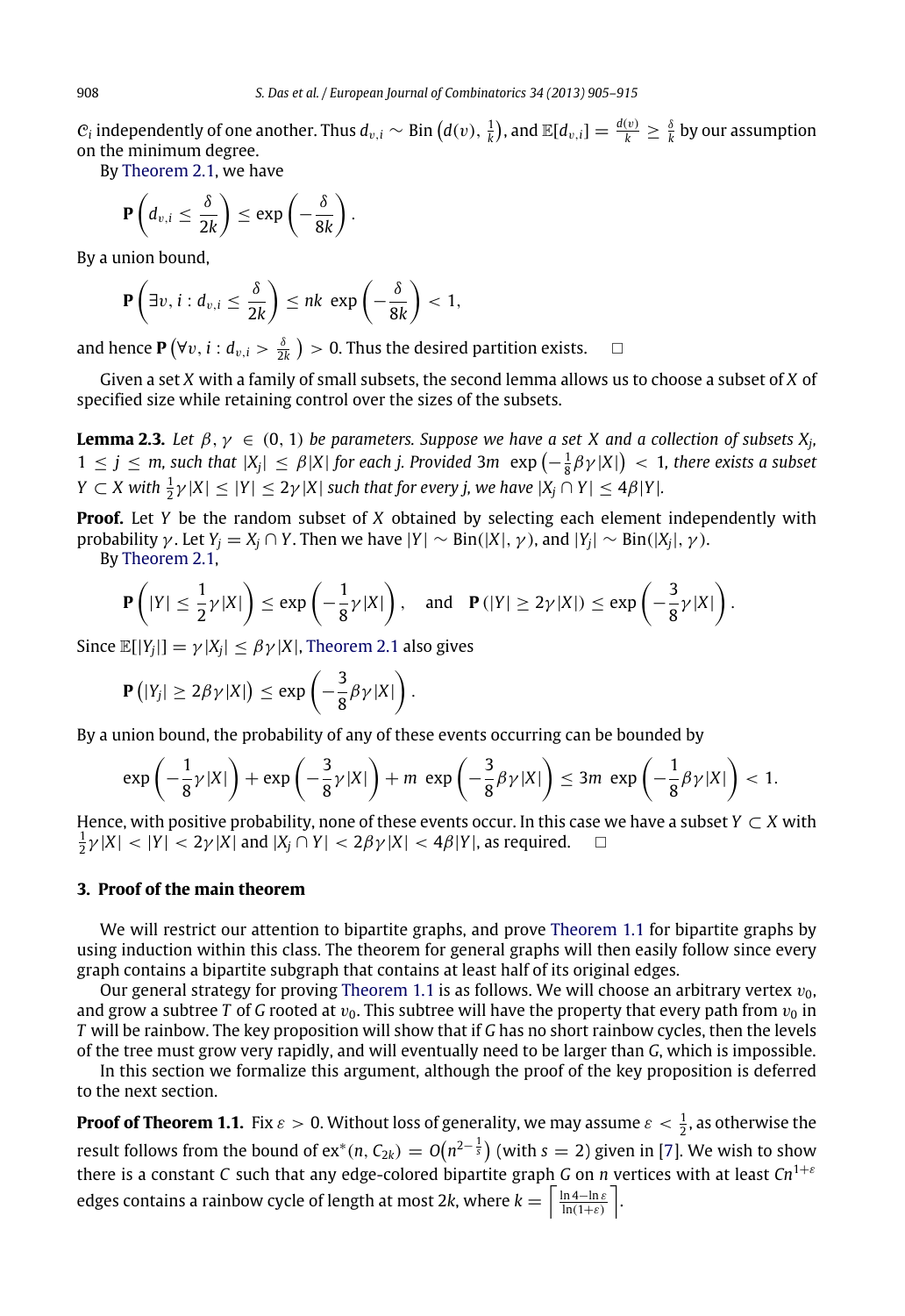$\mathcal{C}_i$ independently of one another. Thus $d_{v,i} \sim \text{Bin}\left(d(v), \frac{1}{k}\right)$, and $\mathbb{E}[d_{v,i}] = \frac{d(v)}{k} \geq \frac{\delta}{k}$ by our assumption on the minimum degree.

By Theorem 2.1, we have

$$\mathbf{P}\left(d_{v,i} \leq \frac{\delta}{2k}\right) \leq \exp\left(-\frac{\delta}{8k}\right).$$

By a union bound,

$$\mathbf{P}\left(\exists v, i : d_{v,i} \leq \frac{\delta}{2k}\right) \leq nk \ \exp\left(-\frac{\delta}{8k}\right) < 1,$$

and hence $\mathbf{P}\left(\forall v, i : d_{v,i} > \frac{\delta}{2k}\right) > 0$. Thus the desired partition exists. $\square$

Given a set $X$ with a family of small subsets, the second lemma allows us to choose a subset of $X$ of specified size while retaining control over the sizes of the subsets.

**Lemma 2.3.** *Let $\beta, \gamma \in (0, 1)$ be parameters. Suppose we have a set $X$ and a collection of subsets $X_j$, $1 \leq j \leq m$, such that $|X_j| \leq \beta|X|$ for each $j$. Provided $3m \ \exp\left(-\frac{1}{8}\beta\gamma|X|\right) < 1$, there exists a subset $Y \subset X$ with $\frac{1}{2}\gamma|X| \leq |Y| \leq 2\gamma|X|$ such that for every $j$, we have $|X_j \cap Y| \leq 4\beta|Y|$.*

**Proof.** Let $Y$ be the random subset of $X$ obtained by selecting each element independently with probability $\gamma$. Let $Y_j = X_j \cap Y$. Then we have $|Y| \sim \text{Bin}(|X|, \gamma)$, and $|Y_j| \sim \text{Bin}(|X_j|, \gamma)$.

By Theorem 2.1,

$$\mathbf{P}\left(|Y| \leq \frac{1}{2}\gamma|X|\right) \leq \exp\left(-\frac{1}{8}\gamma|X|\right), \quad \text{and} \quad \mathbf{P}\left(|Y| \geq 2\gamma|X|\right) \leq \exp\left(-\frac{3}{8}\gamma|X|\right).$$

Since $\mathbb{E}[|Y_j|] = \gamma|X_j| \leq \beta\gamma|X|$, Theorem 2.1 also gives

$$\mathbf{P}\left(|Y_j| \geq 2\beta\gamma|X|\right) \leq \exp\left(-\frac{3}{8}\beta\gamma|X|\right).$$

By a union bound, the probability of any of these events occurring can be bounded by

$$\exp\left(-\frac{1}{8}\gamma|X|\right) + \exp\left(-\frac{3}{8}\gamma|X|\right) + m \ \exp\left(-\frac{3}{8}\beta\gamma|X|\right) \leq 3m \ \exp\left(-\frac{1}{8}\beta\gamma|X|\right) < 1.$$

Hence, with positive probability, none of these events occur. In this case we have a subset $Y \subset X$ with $\frac{1}{2}\gamma|X| < |Y| < 2\gamma|X|$ and $|X_j \cap Y| < 2\beta\gamma|X| < 4\beta|Y|$, as required. $\square$

## 3. Proof of the main theorem

We will restrict our attention to bipartite graphs, and prove Theorem 1.1 for bipartite graphs by using induction within this class. The theorem for general graphs will then easily follow since every graph contains a bipartite subgraph that contains at least half of its original edges.

Our general strategy for proving Theorem 1.1 is as follows. We will choose an arbitrary vertex $v_0$, and grow a subtree $T$ of $G$ rooted at $v_0$. This subtree will have the property that every path from $v_0$ in $T$ will be rainbow. The key proposition will show that if $G$ has no short rainbow cycles, then the levels of the tree must grow very rapidly, and will eventually need to be larger than $G$, which is impossible.

In this section we formalize this argument, although the proof of the key proposition is deferred to the next section.

**Proof of Theorem 1.1.** Fix $\varepsilon > 0$. Without loss of generality, we may assume $\varepsilon < \frac{1}{2}$, as otherwise the result follows from the bound of $\text{ex}^*(n, C_{2k}) = O\left(n^{2-\frac{1}{s}}\right)$ (with $s = 2$) given in [7]. We wish to show there is a constant $C$ such that any edge-colored bipartite graph $G$ on $n$ vertices with at least $Cn^{1+\varepsilon}$ edges contains a rainbow cycle of length at most $2k$, where $k = \left\lceil \frac{\ln 4 - \ln \varepsilon}{\ln(1+\varepsilon)} \right\rceil$.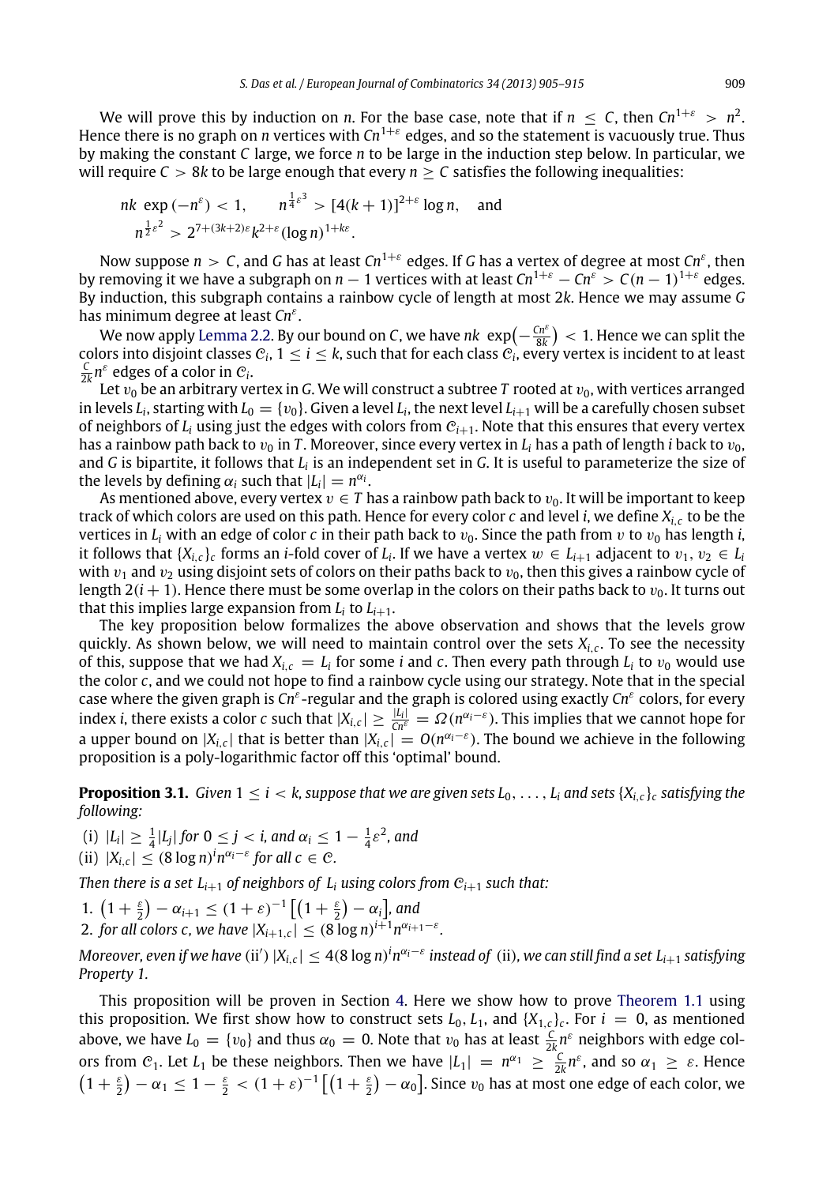We will prove this by induction on $n$. For the base case, note that if $n \le C$, then $Cn^{1+\varepsilon} > n^2$. Hence there is no graph on $n$ vertices with $Cn^{1+\varepsilon}$ edges, and so the statement is vacuously true. Thus by making the constant $C$ large, we force $n$ to be large in the induction step below. In particular, we will require $C > 8k$ to be large enough that every $n \ge C$ satisfies the following inequalities:

$$nk \,\exp(-n^{\varepsilon}) < 1, \qquad n^{\frac{1}{4}\varepsilon^3} > [4(k+1)]^{2+\varepsilon} \log n, \quad \text{and}$$
$$n^{\frac{1}{2}\varepsilon^2} > 2^{7+(3k+2)\varepsilon} k^{2+\varepsilon} (\log n)^{1+k\varepsilon}.$$

Now suppose $n > C$, and $G$ has at least $Cn^{1+\varepsilon}$ edges. If $G$ has a vertex of degree at most $Cn^{\varepsilon}$, then by removing it we have a subgraph on $n-1$ vertices with at least $Cn^{1+\varepsilon} - Cn^{\varepsilon} > C(n-1)^{1+\varepsilon}$ edges. By induction, this subgraph contains a rainbow cycle of length at most $2k$. Hence we may assume $G$ has minimum degree at least $Cn^{\varepsilon}$.

We now apply Lemma 2.2. By our bound on $C$, we have $nk \,\exp\left(-\frac{Cn^{\varepsilon}}{8k}\right) < 1$. Hence we can split the colors into disjoint classes $\mathcal{C}_i$, $1 \le i \le k$, such that for each class $\mathcal{C}_i$, every vertex is incident to at least $\frac{C}{2k} n^{\varepsilon}$ edges of a color in $\mathcal{C}_i$.

Let $v_0$ be an arbitrary vertex in $G$. We will construct a subtree $T$ rooted at $v_0$, with vertices arranged in levels $L_i$, starting with $L_0 = \{v_0\}$. Given a level $L_i$, the next level $L_{i+1}$ will be a carefully chosen subset of neighbors of $L_i$ using just the edges with colors from $\mathcal{C}_{i+1}$. Note that this ensures that every vertex has a rainbow path back to $v_0$ in $T$. Moreover, since every vertex in $L_i$ has a path of length $i$ back to $v_0$, and $G$ is bipartite, it follows that $L_i$ is an independent set in $G$. It is useful to parameterize the size of the levels by defining $\alpha_i$ such that $|L_i| = n^{\alpha_i}$.

As mentioned above, every vertex $v \in T$ has a rainbow path back to $v_0$. It will be important to keep track of which colors are used on this path. Hence for every color $c$ and level $i$, we define $X_{i,c}$ to be the vertices in $L_i$ with an edge of color $c$ in their path back to $v_0$. Since the path from $v$ to $v_0$ has length $i$, it follows that $\{X_{i,c}\}_c$ forms an $i$-fold cover of $L_i$. If we have a vertex $w \in L_{i+1}$ adjacent to $v_1, v_2 \in L_i$ with $v_1$ and $v_2$ using disjoint sets of colors on their paths back to $v_0$, then this gives a rainbow cycle of length $2(i+1)$. Hence there must be some overlap in the colors on their paths back to $v_0$. It turns out that this implies large expansion from $L_i$ to $L_{i+1}$.

The key proposition below formalizes the above observation and shows that the levels grow quickly. As shown below, we will need to maintain control over the sets $X_{i,c}$. To see the necessity of this, suppose that we had $X_{i,c} = L_i$ for some $i$ and $c$. Then every path through $L_i$ to $v_0$ would use the color $c$, and we could not hope to find a rainbow cycle using our strategy. Note that in the special case where the given graph is $Cn^{\varepsilon}$-regular and the graph is colored using exactly $Cn^{\varepsilon}$ colors, for every index $i$, there exists a color $c$ such that $|X_{i,c}| \ge \frac{|L_i|}{Cn^{\varepsilon}} = \Omega(n^{\alpha_i - \varepsilon})$. This implies that we cannot hope for a upper bound on $|X_{i,c}|$ that is better than $|X_{i,c}| = O(n^{\alpha_i - \varepsilon})$. The bound we achieve in the following proposition is a poly-logarithmic factor off this 'optimal' bound.

**Proposition 3.1.** *Given $1 \le i < k$, suppose that we are given sets $L_0, \ldots, L_i$ and sets $\{X_{i,c}\}_c$ satisfying the following:*

(i) *$|L_i| \ge \frac{1}{4}|L_j|$ for $0 \le j < i$, and $\alpha_i \le 1 - \frac{1}{4}\varepsilon^2$, and*
(ii) *$|X_{i,c}| \le (8 \log n)^i n^{\alpha_i - \varepsilon}$ for all $c \in \mathcal{C}$.*

*Then there is a set $L_{i+1}$ of neighbors of $L_i$ using colors from $\mathcal{C}_{i+1}$ such that:*

1. *$\left(1 + \frac{\varepsilon}{2}\right) - \alpha_{i+1} \le (1+\varepsilon)^{-1}\left[\left(1 + \frac{\varepsilon}{2}\right) - \alpha_i\right]$, and*
2. *for all colors $c$, we have $|X_{i+1,c}| \le (8 \log n)^{i+1} n^{\alpha_{i+1} - \varepsilon}$.*

*Moreover, even if we have (ii′) $|X_{i,c}| \le 4(8 \log n)^i n^{\alpha_i - \varepsilon}$ instead of (ii), we can still find a set $L_{i+1}$ satisfying Property 1.*

This proposition will be proven in Section 4. Here we show how to prove Theorem 1.1 using this proposition. We first show how to construct sets $L_0$, $L_1$, and $\{X_{1,c}\}_c$. For $i = 0$, as mentioned above, we have $L_0 = \{v_0\}$ and thus $\alpha_0 = 0$. Note that $v_0$ has at least $\frac{C}{2k} n^{\varepsilon}$ neighbors with edge colors from $\mathcal{C}_1$. Let $L_1$ be these neighbors. Then we have $|L_1| = n^{\alpha_1} \ge \frac{C}{2k} n^{\varepsilon}$, and so $\alpha_1 \ge \varepsilon$. Hence $\left(1 + \frac{\varepsilon}{2}\right) - \alpha_1 \le 1 - \frac{\varepsilon}{2} < (1+\varepsilon)^{-1}\left[\left(1 + \frac{\varepsilon}{2}\right) - \alpha_0\right]$. Since $v_0$ has at most one edge of each color, we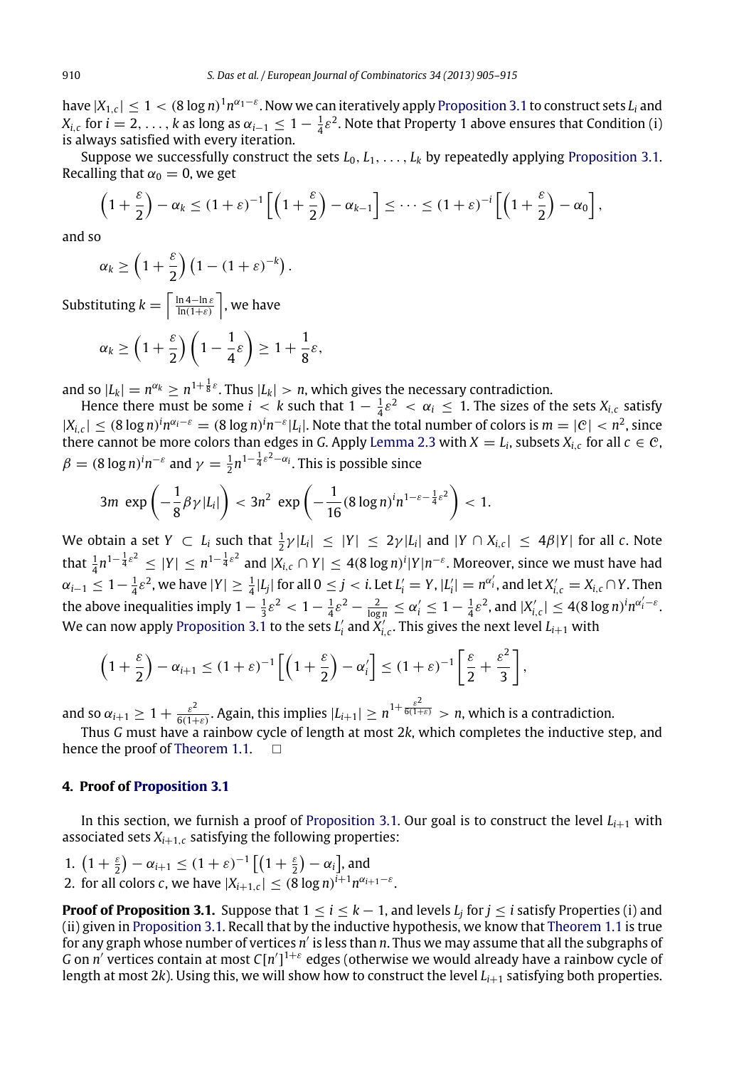have $|X_{1,c}| \le 1 < (8\log n)^1 n^{\alpha_1 - \varepsilon}$. Now we can iteratively apply Proposition 3.1 to construct sets $L_i$ and $X_{i,c}$ for $i = 2, \ldots, k$ as long as $\alpha_{i-1} \le 1 - \frac{1}{4}\varepsilon^2$. Note that Property 1 above ensures that Condition (i) is always satisfied with every iteration.

Suppose we successfully construct the sets $L_0, L_1, \ldots, L_k$ by repeatedly applying Proposition 3.1. Recalling that $\alpha_0 = 0$, we get

$$\left(1 + \frac{\varepsilon}{2}\right) - \alpha_k \le (1+\varepsilon)^{-1}\left[\left(1 + \frac{\varepsilon}{2}\right) - \alpha_{k-1}\right] \le \cdots \le (1+\varepsilon)^{-i}\left[\left(1 + \frac{\varepsilon}{2}\right) - \alpha_0\right],$$

and so

$$\alpha_k \ge \left(1 + \frac{\varepsilon}{2}\right)\left(1 - (1+\varepsilon)^{-k}\right).$$

Substituting $k = \left\lceil \frac{\ln 4 - \ln \varepsilon}{\ln(1+\varepsilon)} \right\rceil$, we have

$$\alpha_k \ge \left(1 + \frac{\varepsilon}{2}\right)\left(1 - \frac{1}{4}\varepsilon\right) \ge 1 + \frac{1}{8}\varepsilon,$$

and so $|L_k| = n^{\alpha_k} \ge n^{1+\frac{1}{8}\varepsilon}$. Thus $|L_k| > n$, which gives the necessary contradiction.

Hence there must be some $i < k$ such that $1 - \frac{1}{4}\varepsilon^2 < \alpha_i \le 1$. The sizes of the sets $X_{i,c}$ satisfy $|X_{i,c}| \le (8\log n)^i n^{\alpha_i - \varepsilon} = (8\log n)^i n^{-\varepsilon}|L_i|$. Note that the total number of colors is $m = |\mathcal{C}| < n^2$, since there cannot be more colors than edges in $G$. Apply Lemma 2.3 with $X = L_i$, subsets $X_{i,c}$ for all $c \in \mathcal{C}$, $\beta = (8\log n)^i n^{-\varepsilon}$ and $\gamma = \frac{1}{2}n^{1-\frac{1}{4}\varepsilon^2 - \alpha_i}$. This is possible since

$$3m \ \exp\left(-\frac{1}{8}\beta\gamma|L_i|\right) < 3n^2 \ \exp\left(-\frac{1}{16}(8\log n)^i n^{1-\varepsilon-\frac{1}{4}\varepsilon^2}\right) < 1.$$

We obtain a set $Y \subset L_i$ such that $\frac{1}{2}\gamma|L_i| \le |Y| \le 2\gamma|L_i|$ and $|Y \cap X_{i,c}| \le 4\beta|Y|$ for all $c$. Note that $\frac{1}{4}n^{1-\frac{1}{4}\varepsilon^2} \le |Y| \le n^{1-\frac{1}{4}\varepsilon^2}$ and $|X_{i,c} \cap Y| \le 4(8\log n)^i|Y|n^{-\varepsilon}$. Moreover, since we must have had $\alpha_{i-1} \le 1 - \frac{1}{4}\varepsilon^2$, we have $|Y| \ge \frac{1}{4}|L_j|$ for all $0 \le j < i$. Let $L_i' = Y$, $|L_i'| = n^{\alpha_i'}$, and let $X_{i,c}' = X_{i,c} \cap Y$. Then the above inequalities imply $1 - \frac{1}{3}\varepsilon^2 < 1 - \frac{1}{4}\varepsilon^2 - \frac{2}{\log n} \le \alpha_i' \le 1 - \frac{1}{4}\varepsilon^2$, and $|X_{i,c}'| \le 4(8\log n)^i n^{\alpha_i' - \varepsilon}$. We can now apply Proposition 3.1 to the sets $L_i'$ and $X_{i,c}'$. This gives the next level $L_{i+1}$ with

$$\left(1 + \frac{\varepsilon}{2}\right) - \alpha_{i+1} \le (1+\varepsilon)^{-1}\left[\left(1 + \frac{\varepsilon}{2}\right) - \alpha_i'\right] \le (1+\varepsilon)^{-1}\left[\frac{\varepsilon}{2} + \frac{\varepsilon^2}{3}\right],$$

and so $\alpha_{i+1} \ge 1 + \frac{\varepsilon^2}{6(1+\varepsilon)}$. Again, this implies $|L_{i+1}| \ge n^{1+\frac{\varepsilon^2}{6(1+\varepsilon)}} > n$, which is a contradiction.

Thus $G$ must have a rainbow cycle of length at most $2k$, which completes the inductive step, and hence the proof of Theorem 1.1. $\square$

## 4. Proof of Proposition 3.1

In this section, we furnish a proof of Proposition 3.1. Our goal is to construct the level $L_{i+1}$ with associated sets $X_{i+1,c}$ satisfying the following properties:

1. $\left(1 + \frac{\varepsilon}{2}\right) - \alpha_{i+1} \le (1+\varepsilon)^{-1}\left[\left(1 + \frac{\varepsilon}{2}\right) - \alpha_i\right]$, and
2. for all colors $c$, we have $|X_{i+1,c}| \le (8\log n)^{i+1} n^{\alpha_{i+1} - \varepsilon}$.

**Proof of Proposition 3.1.** Suppose that $1 \le i \le k-1$, and levels $L_j$ for $j \le i$ satisfy Properties (i) and (ii) given in Proposition 3.1. Recall that by the inductive hypothesis, we know that Theorem 1.1 is true for any graph whose number of vertices $n'$ is less than $n$. Thus we may assume that all the subgraphs of $G$ on $n'$ vertices contain at most $C[n']^{1+\varepsilon}$ edges (otherwise we would already have a rainbow cycle of length at most $2k$). Using this, we will show how to construct the level $L_{i+1}$ satisfying both properties.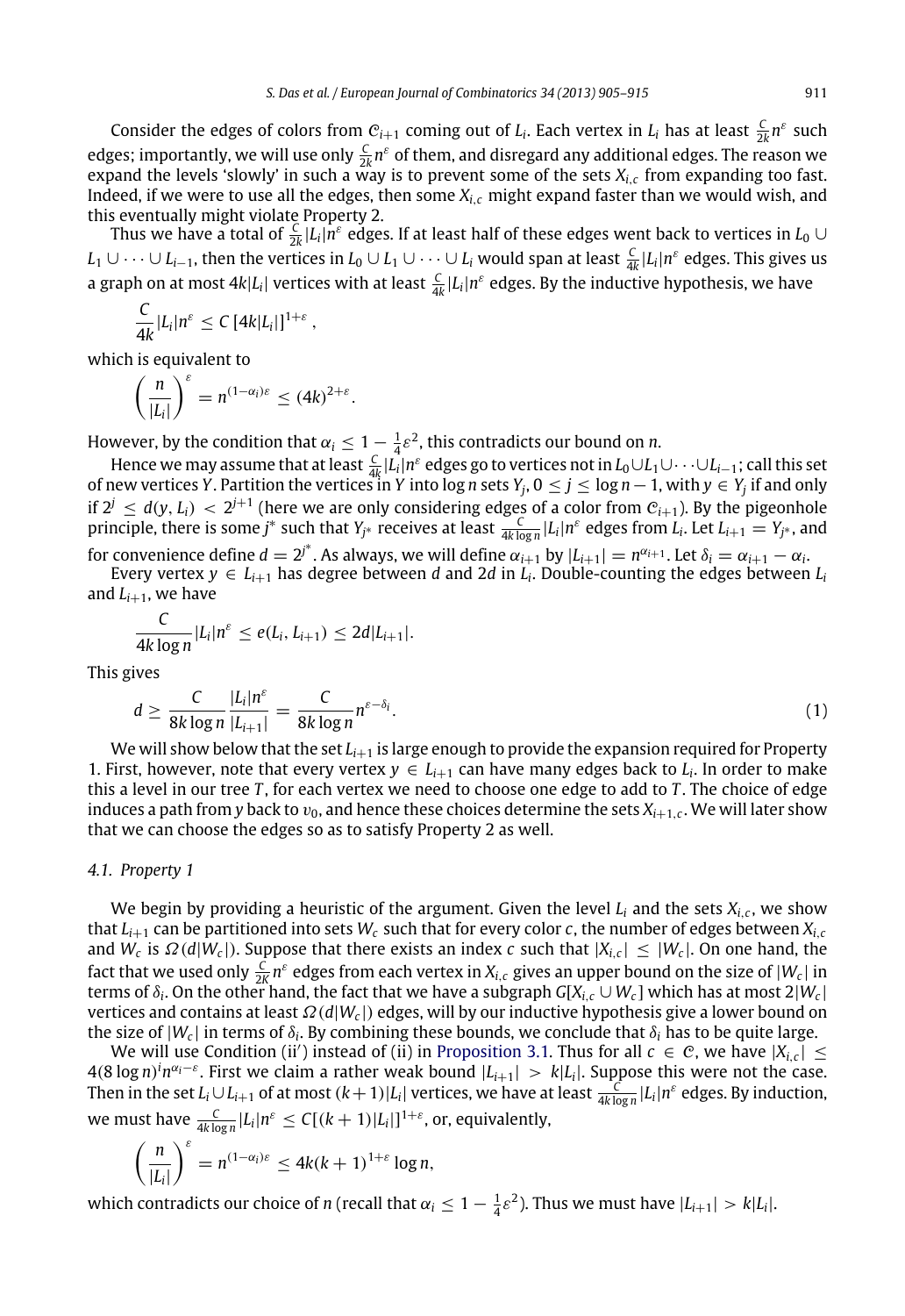Consider the edges of colors from $\mathcal{C}_{i+1}$ coming out of $L_i$. Each vertex in $L_i$ has at least $\frac{C}{2k}n^{\varepsilon}$ such edges; importantly, we will use only $\frac{C}{2k}n^{\varepsilon}$ of them, and disregard any additional edges. The reason we expand the levels 'slowly' in such a way is to prevent some of the sets $X_{i,c}$ from expanding too fast. Indeed, if we were to use all the edges, then some $X_{i,c}$ might expand faster than we would wish, and this eventually might violate Property 2.

Thus we have a total of $\frac{C}{2k}|L_i|n^{\varepsilon}$ edges. If at least half of these edges went back to vertices in $L_0 \cup L_1 \cup \cdots \cup L_{i-1}$, then the vertices in $L_0 \cup L_1 \cup \cdots \cup L_i$ would span at least $\frac{C}{4k}|L_i|n^{\varepsilon}$ edges. This gives us a graph on at most $4k|L_i|$ vertices with at least $\frac{C}{4k}|L_i|n^{\varepsilon}$ edges. By the inductive hypothesis, we have

$$\frac{C}{4k}|L_i|n^{\varepsilon} \leq C\left[4k|L_i|\right]^{1+\varepsilon},$$

which is equivalent to

$$\left(\frac{n}{|L_i|}\right)^{\varepsilon} = n^{(1-\alpha_i)\varepsilon} \leq (4k)^{2+\varepsilon}.$$

However, by the condition that $\alpha_i \leq 1 - \frac{1}{4}\varepsilon^2$, this contradicts our bound on $n$.

Hence we may assume that at least $\frac{C}{4k}|L_i|n^{\varepsilon}$ edges go to vertices not in $L_0 \cup L_1 \cup \cdots \cup L_{i-1}$; call this set of new vertices $Y$. Partition the vertices in $Y$ into $\log n$ sets $Y_j$, $0 \leq j \leq \log n - 1$, with $y \in Y_j$ if and only if $2^j \leq d(y, L_i) < 2^{j+1}$ (here we are only considering edges of a color from $\mathcal{C}_{i+1}$). By the pigeonhole principle, there is some $j^*$ such that $Y_{j^*}$ receives at least $\frac{C}{4k \log n}|L_i|n^{\varepsilon}$ edges from $L_i$. Let $L_{i+1} = Y_{j^*}$, and for convenience define $d = 2^{j^*}$. As always, we will define $\alpha_{i+1}$ by $|L_{i+1}| = n^{\alpha_{i+1}}$. Let $\delta_i = \alpha_{i+1} - \alpha_i$.

Every vertex $y \in L_{i+1}$ has degree between $d$ and $2d$ in $L_i$. Double-counting the edges between $L_i$ and $L_{i+1}$, we have

$$\frac{C}{4k \log n}|L_i|n^{\varepsilon} \leq e(L_i, L_{i+1}) \leq 2d|L_{i+1}|.$$

This gives

$$d \geq \frac{C}{8k \log n}\frac{|L_i|n^{\varepsilon}}{|L_{i+1}|} = \frac{C}{8k \log n}n^{\varepsilon - \delta_i}. \tag{1}$$

We will show below that the set $L_{i+1}$ is large enough to provide the expansion required for Property 1. First, however, note that every vertex $y \in L_{i+1}$ can have many edges back to $L_i$. In order to make this a level in our tree $T$, for each vertex we need to choose one edge to add to $T$. The choice of edge induces a path from $y$ back to $v_0$, and hence these choices determine the sets $X_{i+1,c}$. We will later show that we can choose the edges so as to satisfy Property 2 as well.

### 4.1. Property 1

We begin by providing a heuristic of the argument. Given the level $L_i$ and the sets $X_{i,c}$, we show that $L_{i+1}$ can be partitioned into sets $W_c$ such that for every color $c$, the number of edges between $X_{i,c}$ and $W_c$ is $\Omega(d|W_c|)$. Suppose that there exists an index $c$ such that $|X_{i,c}| \leq |W_c|$. On one hand, the fact that we used only $\frac{C}{2K}n^{\varepsilon}$ edges from each vertex in $X_{i,c}$ gives an upper bound on the size of $|W_c|$ in terms of $\delta_i$. On the other hand, the fact that we have a subgraph $G[X_{i,c} \cup W_c]$ which has at most $2|W_c|$ vertices and contains at least $\Omega(d|W_c|)$ edges, will by our inductive hypothesis give a lower bound on the size of $|W_c|$ in terms of $\delta_i$. By combining these bounds, we conclude that $\delta_i$ has to be quite large.

We will use Condition (ii′) instead of (ii) in Proposition 3.1. Thus for all $c \in \mathcal{C}$, we have $|X_{i,c}| \leq 4(8 \log n)^i n^{\alpha_i - \varepsilon}$. First we claim a rather weak bound $|L_{i+1}| > k|L_i|$. Suppose this were not the case. Then in the set $L_i \cup L_{i+1}$ of at most $(k+1)|L_i|$ vertices, we have at least $\frac{C}{4k \log n}|L_i|n^{\varepsilon}$ edges. By induction, we must have $\frac{C}{4k \log n}|L_i|n^{\varepsilon} \leq C[(k+1)|L_i|]^{1+\varepsilon}$, or, equivalently,

$$\left(\frac{n}{|L_i|}\right)^{\varepsilon} = n^{(1-\alpha_i)\varepsilon} \leq 4k(k+1)^{1+\varepsilon}\log n,$$

which contradicts our choice of $n$ (recall that $\alpha_i \leq 1 - \frac{1}{4}\varepsilon^2$). Thus we must have $|L_{i+1}| > k|L_i|$.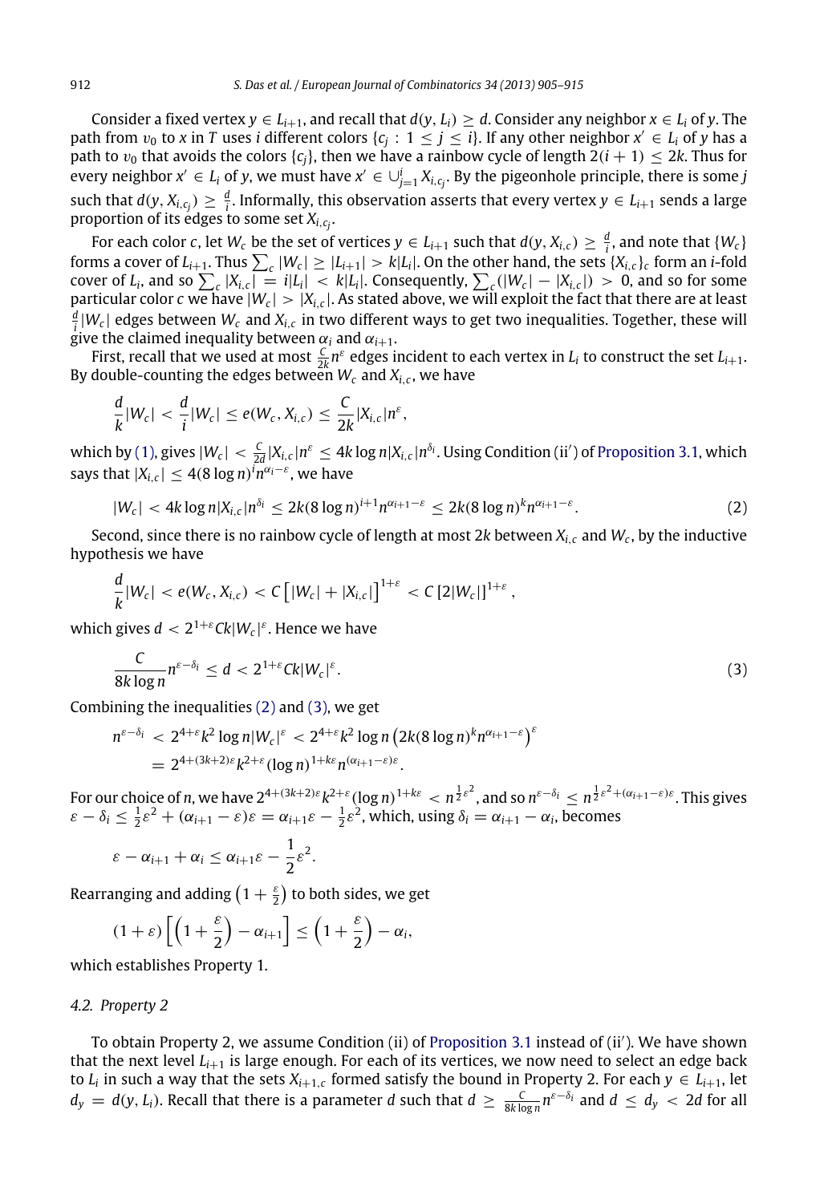Consider a fixed vertex $y \in L_{i+1}$, and recall that $d(y, L_i) \geq d$. Consider any neighbor $x \in L_i$ of $y$. The path from $v_0$ to $x$ in $T$ uses $i$ different colors $\{c_j : 1 \leq j \leq i\}$. If any other neighbor $x' \in L_i$ of $y$ has a path to $v_0$ that avoids the colors $\{c_j\}$, then we have a rainbow cycle of length $2(i+1) \leq 2k$. Thus for every neighbor $x' \in L_i$ of $y$, we must have $x' \in \cup_{j=1}^{i} X_{i,c_j}$. By the pigeonhole principle, there is some $j$ such that $d(y, X_{i,c_j}) \geq \frac{d}{i}$. Informally, this observation asserts that every vertex $y \in L_{i+1}$ sends a large proportion of its edges to some set $X_{i,c_j}$.

For each color $c$, let $W_c$ be the set of vertices $y \in L_{i+1}$ such that $d(y, X_{i,c}) \geq \frac{d}{i}$, and note that $\{W_c\}$ forms a cover of $L_{i+1}$. Thus $\sum_c |W_c| \geq |L_{i+1}| > k|L_i|$. On the other hand, the sets $\{X_{i,c}\}_c$ form an $i$-fold cover of $L_i$, and so $\sum_c |X_{i,c}| = i|L_i| < k|L_i|$. Consequently, $\sum_c (|W_c| - |X_{i,c}|) > 0$, and so for some particular color $c$ we have $|W_c| > |X_{i,c}|$. As stated above, we will exploit the fact that there are at least $\frac{d}{i}|W_c|$ edges between $W_c$ and $X_{i,c}$ in two different ways to get two inequalities. Together, these will give the claimed inequality between $\alpha_i$ and $\alpha_{i+1}$.

First, recall that we used at most $\frac{C}{2k}n^{\varepsilon}$ edges incident to each vertex in $L_i$ to construct the set $L_{i+1}$. By double-counting the edges between $W_c$ and $X_{i,c}$, we have

$$\frac{d}{k}|W_c| < \frac{d}{i}|W_c| \leq e(W_c, X_{i,c}) \leq \frac{C}{2k}|X_{i,c}|n^{\varepsilon},$$

which by (1), gives $|W_c| < \frac{C}{2d}|X_{i,c}|n^{\varepsilon} \leq 4k \log n |X_{i,c}| n^{\delta_i}$. Using Condition (ii′) of Proposition 3.1, which says that $|X_{i,c}| \leq 4(8 \log n)^i n^{\alpha_i - \varepsilon}$, we have

$$|W_c| < 4k \log n |X_{i,c}| n^{\delta_i} \leq 2k(8 \log n)^{i+1} n^{\alpha_{i+1}-\varepsilon} \leq 2k(8 \log n)^k n^{\alpha_{i+1}-\varepsilon}. \tag{2}$$

Second, since there is no rainbow cycle of length at most $2k$ between $X_{i,c}$ and $W_c$, by the inductive hypothesis we have

$$\frac{d}{k}|W_c| < e(W_c, X_{i,c}) < C\left[|W_c| + |X_{i,c}|\right]^{1+\varepsilon} < C\left[2|W_c|\right]^{1+\varepsilon},$$

which gives $d < 2^{1+\varepsilon}Ck|W_c|^{\varepsilon}$. Hence we have

$$\frac{C}{8k \log n} n^{\varepsilon - \delta_i} \leq d < 2^{1+\varepsilon}Ck|W_c|^{\varepsilon}. \tag{3}$$

Combining the inequalities (2) and (3), we get

$$\begin{aligned} n^{\varepsilon-\delta_i} &< 2^{4+\varepsilon}k^2 \log n |W_c|^{\varepsilon} < 2^{4+\varepsilon}k^2 \log n \left(2k(8 \log n)^k n^{\alpha_{i+1}-\varepsilon}\right)^{\varepsilon} \\ &= 2^{4+(3k+2)\varepsilon}k^{2+\varepsilon}(\log n)^{1+k\varepsilon} n^{(\alpha_{i+1}-\varepsilon)\varepsilon}. \end{aligned}$$

For our choice of $n$, we have $2^{4+(3k+2)\varepsilon}k^{2+\varepsilon}(\log n)^{1+k\varepsilon} < n^{\frac{1}{2}\varepsilon^2}$, and so $n^{\varepsilon-\delta_i} \leq n^{\frac{1}{2}\varepsilon^2 + (\alpha_{i+1}-\varepsilon)\varepsilon}$. This gives $\varepsilon - \delta_i \leq \frac{1}{2}\varepsilon^2 + (\alpha_{i+1} - \varepsilon)\varepsilon = \alpha_{i+1}\varepsilon - \frac{1}{2}\varepsilon^2$, which, using $\delta_i = \alpha_{i+1} - \alpha_i$, becomes

$$\varepsilon - \alpha_{i+1} + \alpha_i \leq \alpha_{i+1}\varepsilon - \frac{1}{2}\varepsilon^2.$$

Rearranging and adding $\left(1 + \frac{\varepsilon}{2}\right)$ to both sides, we get

$$(1+\varepsilon)\left[\left(1 + \frac{\varepsilon}{2}\right) - \alpha_{i+1}\right] \leq \left(1 + \frac{\varepsilon}{2}\right) - \alpha_i,$$

which establishes Property 1.

### 4.2. Property 2

To obtain Property 2, we assume Condition (ii) of Proposition 3.1 instead of (ii′). We have shown that the next level $L_{i+1}$ is large enough. For each of its vertices, we now need to select an edge back to $L_i$ in such a way that the sets $X_{i+1,c}$ formed satisfy the bound in Property 2. For each $y \in L_{i+1}$, let $d_y = d(y, L_i)$. Recall that there is a parameter $d$ such that $d \geq \frac{C}{8k \log n} n^{\varepsilon - \delta_i}$ and $d \leq d_y < 2d$ for all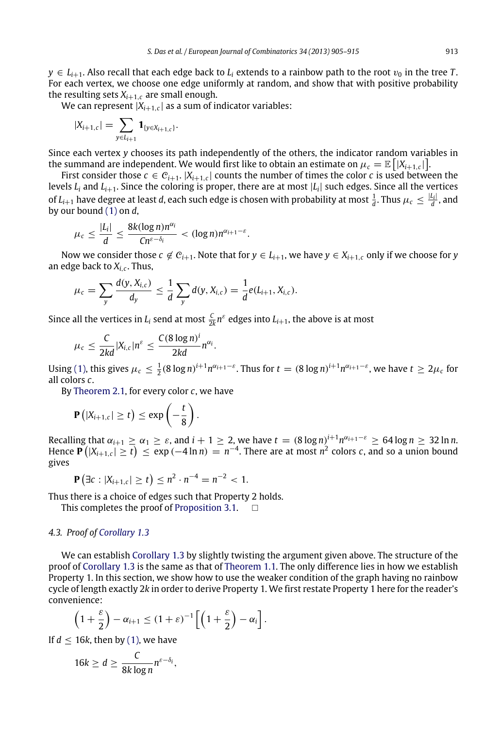$y \in L_{i+1}$. Also recall that each edge back to $L_i$ extends to a rainbow path to the root $v_0$ in the tree $T$. For each vertex, we choose one edge uniformly at random, and show that with positive probability the resulting sets $X_{i+1,c}$ are small enough.

We can represent $|X_{i+1,c}|$ as a sum of indicator variables:

$$|X_{i+1,c}| = \sum_{y \in L_{i+1}} \mathbf{1}_{\{y \in X_{i+1,c}\}}.$$

Since each vertex $y$ chooses its path independently of the others, the indicator random variables in the summand are independent. We would first like to obtain an estimate on $\mu_c = \mathbb{E}\left[|X_{i+1,c}|\right]$.

First consider those $c \in \mathcal{C}_{i+1}$. $|X_{i+1,c}|$ counts the number of times the color $c$ is used between the levels $L_i$ and $L_{i+1}$. Since the coloring is proper, there are at most $|L_i|$ such edges. Since all the vertices of $L_{i+1}$ have degree at least $d$, each such edge is chosen with probability at most $\frac{1}{d}$. Thus $\mu_c \le \frac{|L_i|}{d}$, and by our bound (1) on $d$,

$$\mu_c \le \frac{|L_i|}{d} \le \frac{8k(\log n)n^{\alpha_i}}{Cn^{\varepsilon - \delta_i}} < (\log n)n^{\alpha_{i+1}-\varepsilon}.$$

Now we consider those $c \notin \mathcal{C}_{i+1}$. Note that for $y \in L_{i+1}$, we have $y \in X_{i+1,c}$ only if we choose for $y$ an edge back to $X_{i,c}$. Thus,

$$\mu_c = \sum_y \frac{d(y, X_{i,c})}{d_y} \le \frac{1}{d}\sum_y d(y, X_{i,c}) = \frac{1}{d}e(L_{i+1}, X_{i,c}).$$

Since all the vertices in $L_i$ send at most $\frac{C}{2k}n^{\varepsilon}$ edges into $L_{i+1}$, the above is at most

$$\mu_c \le \frac{C}{2kd}|X_{i,c}|n^{\varepsilon} \le \frac{C(8\log n)^i}{2kd}n^{\alpha_i}.$$

Using (1), this gives $\mu_c \le \frac{1}{2}(8\log n)^{i+1}n^{\alpha_{i+1}-\varepsilon}$. Thus for $t = (8\log n)^{i+1}n^{\alpha_{i+1}-\varepsilon}$, we have $t \ge 2\mu_c$ for all colors $c$.

By Theorem 2.1, for every color $c$, we have

$$\mathbf{P}\left(|X_{i+1,c}| \ge t\right) \le \exp\left(-\frac{t}{8}\right).$$

Recalling that $\alpha_{i+1} \ge \alpha_1 \ge \varepsilon$, and $i+1 \ge 2$, we have $t = (8\log n)^{i+1}n^{\alpha_{i+1}-\varepsilon} \ge 64\log n \ge 32\ln n$. Hence $\mathbf{P}\left(|X_{i+1,c}| \ge t\right) \le \exp(-4\ln n) = n^{-4}$. There are at most $n^2$ colors $c$, and so a union bound gives

$$\mathbf{P}\left(\exists c : |X_{i+1,c}| \ge t\right) \le n^2 \cdot n^{-4} = n^{-2} < 1.$$

Thus there is a choice of edges such that Property 2 holds.

This completes the proof of Proposition 3.1. □

### 4.3. Proof of Corollary 1.3

We can establish Corollary 1.3 by slightly twisting the argument given above. The structure of the proof of Corollary 1.3 is the same as that of Theorem 1.1. The only difference lies in how we establish Property 1. In this section, we show how to use the weaker condition of the graph having no rainbow cycle of length exactly $2k$ in order to derive Property 1. We first restate Property 1 here for the reader's convenience:

$$\left(1 + \frac{\varepsilon}{2}\right) - \alpha_{i+1} \le (1+\varepsilon)^{-1}\left[\left(1 + \frac{\varepsilon}{2}\right) - \alpha_i\right].$$

If $d \le 16k$, then by (1), we have

$$16k \ge d \ge \frac{C}{8k\log n}n^{\varepsilon - \delta_i},$$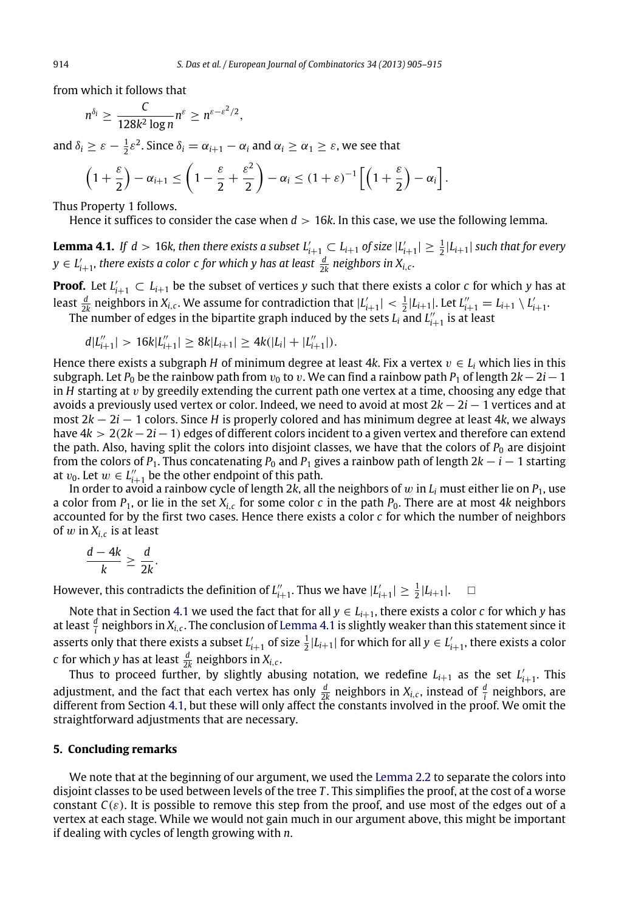from which it follows that

$$n^{\delta_i} \geq \frac{C}{128k^2 \log n} n^{\varepsilon} \geq n^{\varepsilon - \varepsilon^2/2},$$

and $\delta_i \geq \varepsilon - \frac{1}{2}\varepsilon^2$. Since $\delta_i = \alpha_{i+1} - \alpha_i$ and $\alpha_i \geq \alpha_1 \geq \varepsilon$, we see that

$$\left(1 + \frac{\varepsilon}{2}\right) - \alpha_{i+1} \leq \left(1 - \frac{\varepsilon}{2} + \frac{\varepsilon^2}{2}\right) - \alpha_i \leq (1+\varepsilon)^{-1}\left[\left(1 + \frac{\varepsilon}{2}\right) - \alpha_i\right].$$

Thus Property 1 follows.

Hence it suffices to consider the case when $d > 16k$. In this case, we use the following lemma.

**Lemma 4.1.** *If $d > 16k$, then there exists a subset $L'_{i+1} \subset L_{i+1}$ of size $|L'_{i+1}| \geq \frac{1}{2}|L_{i+1}|$ such that for every $y \in L'_{i+1}$, there exists a color $c$ for which $y$ has at least $\frac{d}{2k}$ neighbors in $X_{i,c}$.*

**Proof.** Let $L'_{i+1} \subset L_{i+1}$ be the subset of vertices $y$ such that there exists a color $c$ for which $y$ has at least $\frac{d}{2k}$ neighbors in $X_{i,c}$. We assume for contradiction that $|L'_{i+1}| < \frac{1}{2}|L_{i+1}|$. Let $L''_{i+1} = L_{i+1} \setminus L'_{i+1}$.

The number of edges in the bipartite graph induced by the sets $L_i$ and $L''_{i+1}$ is at least

$$d|L''_{i+1}| > 16k|L''_{i+1}| \geq 8k|L_{i+1}| \geq 4k(|L_i| + |L''_{i+1}|).$$

Hence there exists a subgraph $H$ of minimum degree at least $4k$. Fix a vertex $v \in L_i$ which lies in this subgraph. Let $P_0$ be the rainbow path from $v_0$ to $v$. We can find a rainbow path $P_1$ of length $2k - 2i - 1$ in $H$ starting at $v$ by greedily extending the current path one vertex at a time, choosing any edge that avoids a previously used vertex or color. Indeed, we need to avoid at most $2k - 2i - 1$ vertices and at most $2k - 2i - 1$ colors. Since $H$ is properly colored and has minimum degree at least $4k$, we always have $4k > 2(2k - 2i - 1)$ edges of different colors incident to a given vertex and therefore can extend the path. Also, having split the colors into disjoint classes, we have that the colors of $P_0$ are disjoint from the colors of $P_1$. Thus concatenating $P_0$ and $P_1$ gives a rainbow path of length $2k - i - 1$ starting at $v_0$. Let $w \in L''_{i+1}$ be the other endpoint of this path.

In order to avoid a rainbow cycle of length $2k$, all the neighbors of $w$ in $L_i$ must either lie on $P_1$, use a color from $P_1$, or lie in the set $X_{i,c}$ for some color $c$ in the path $P_0$. There are at most $4k$ neighbors accounted for by the first two cases. Hence there exists a color $c$ for which the number of neighbors of $w$ in $X_{i,c}$ is at least

$$\frac{d - 4k}{k} \geq \frac{d}{2k}.$$

However, this contradicts the definition of $L''_{i+1}$. Thus we have $|L'_{i+1}| \geq \frac{1}{2}|L_{i+1}|$. □

Note that in Section 4.1 we used the fact that for all $y \in L_{i+1}$, there exists a color $c$ for which $y$ has at least $\frac{d}{i}$ neighbors in $X_{i,c}$. The conclusion of Lemma 4.1 is slightly weaker than this statement since it asserts only that there exists a subset $L'_{i+1}$ of size $\frac{1}{2}|L_{i+1}|$ for which for all $y \in L'_{i+1}$, there exists a color $c$ for which $y$ has at least $\frac{d}{2k}$ neighbors in $X_{i,c}$.

Thus to proceed further, by slightly abusing notation, we redefine $L_{i+1}$ as the set $L'_{i+1}$. This adjustment, and the fact that each vertex has only $\frac{d}{2k}$ neighbors in $X_{i,c}$, instead of $\frac{d}{i}$ neighbors, are different from Section 4.1, but these will only affect the constants involved in the proof. We omit the straightforward adjustments that are necessary.

## 5. Concluding remarks

We note that at the beginning of our argument, we used the Lemma 2.2 to separate the colors into disjoint classes to be used between levels of the tree $T$. This simplifies the proof, at the cost of a worse constant $C(\varepsilon)$. It is possible to remove this step from the proof, and use most of the edges out of a vertex at each stage. While we would not gain much in our argument above, this might be important if dealing with cycles of length growing with $n$.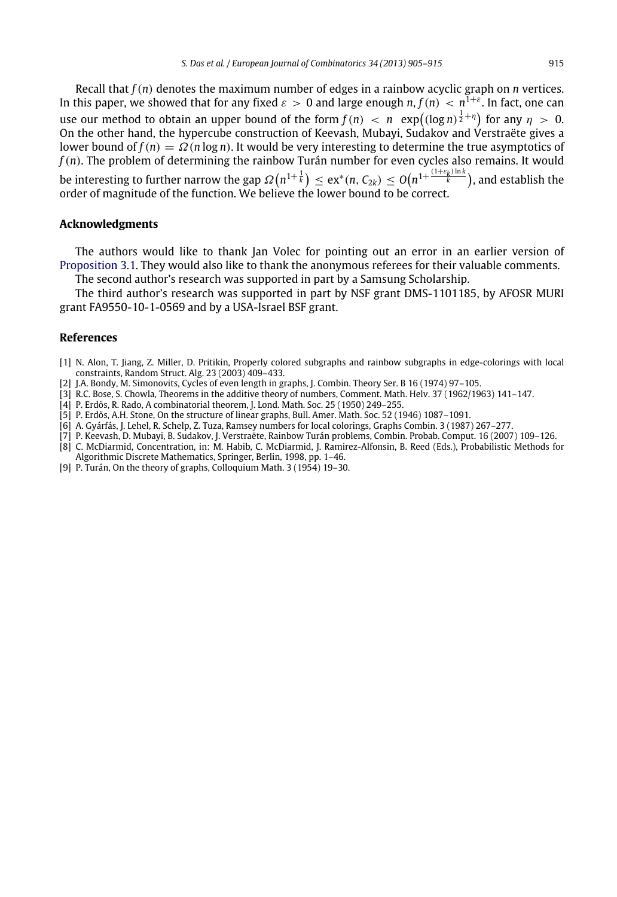Recall that $f(n)$ denotes the maximum number of edges in a rainbow acyclic graph on $n$ vertices. In this paper, we showed that for any fixed $\varepsilon > 0$ and large enough $n$, $f(n) < n^{1+\varepsilon}$. In fact, one can use our method to obtain an upper bound of the form $f(n) < n \exp\left((\log n)^{\frac{1}{2}+\eta}\right)$ for any $\eta > 0$. On the other hand, the hypercube construction of Keevash, Mubayi, Sudakov and Verstraëte gives a lower bound of $f(n) = \Omega(n \log n)$. It would be very interesting to determine the true asymptotics of $f(n)$. The problem of determining the rainbow Turán number for even cycles also remains. It would be interesting to further narrow the gap $\Omega\left(n^{1+\frac{1}{k}}\right) \leq \mathrm{ex}^*(n, C_{2k}) \leq O\left(n^{1+\frac{(1+\varepsilon_k)\ln k}{k}}\right)$, and establish the order of magnitude of the function. We believe the lower bound to be correct.

## Acknowledgments

The authors would like to thank Jan Volec for pointing out an error in an earlier version of Proposition 3.1. They would also like to thank the anonymous referees for their valuable comments.

The second author's research was supported in part by a Samsung Scholarship.

The third author's research was supported in part by NSF grant DMS-1101185, by AFOSR MURI grant FA9550-10-1-0569 and by a USA-Israel BSF grant.

## References

[1] N. Alon, T. Jiang, Z. Miller, D. Pritikin, Properly colored subgraphs and rainbow subgraphs in edge-colorings with local constraints, Random Struct. Alg. 23 (2003) 409–433.

[2] J.A. Bondy, M. Simonovits, Cycles of even length in graphs, J. Combin. Theory Ser. B 16 (1974) 97–105.

[3] R.C. Bose, S. Chowla, Theorems in the additive theory of numbers, Comment. Math. Helv. 37 (1962/1963) 141–147.

[4] P. Erdős, R. Rado, A combinatorial theorem, J. Lond. Math. Soc. 25 (1950) 249–255.

[5] P. Erdős, A.H. Stone, On the structure of linear graphs, Bull. Amer. Math. Soc. 52 (1946) 1087–1091.

[6] A. Gyárfás, J. Lehel, R. Schelp, Z. Tuza, Ramsey numbers for local colorings, Graphs Combin. 3 (1987) 267–277.

[7] P. Keevash, D. Mubayi, B. Sudakov, J. Verstraëte, Rainbow Turán problems, Combin. Probab. Comput. 16 (2007) 109–126.

[8] C. McDiarmid, Concentration, in: M. Habib, C. McDiarmid, J. Ramirez-Alfonsin, B. Reed (Eds.), Probabilistic Methods for Algorithmic Discrete Mathematics, Springer, Berlin, 1998, pp. 1–46.

[9] P. Turán, On the theory of graphs, Colloquium Math. 3 (1954) 19–30.